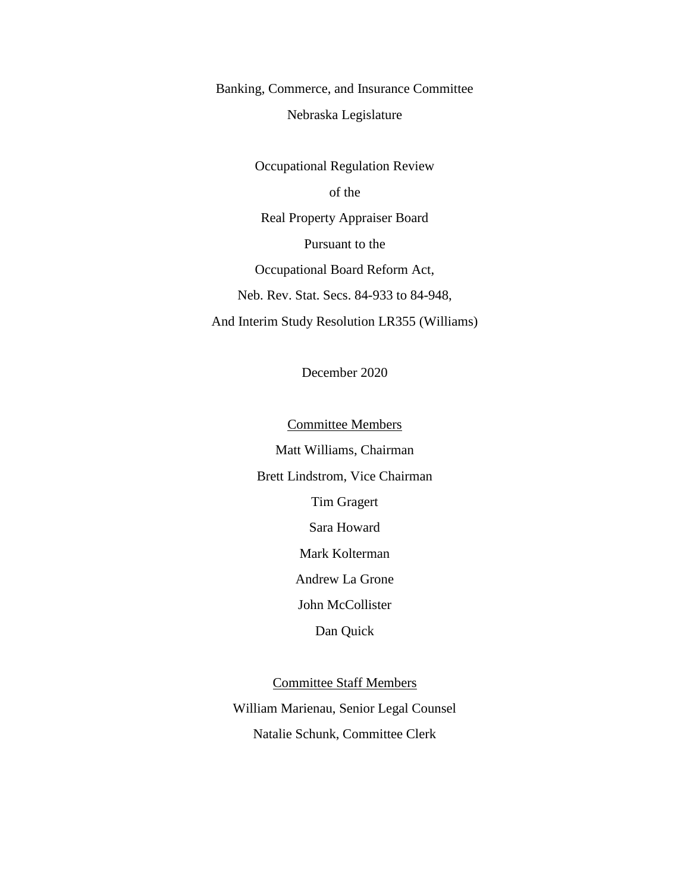Banking, Commerce, and Insurance Committee

Nebraska Legislature

Occupational Regulation Review

of the

Real Property Appraiser Board

Pursuant to the

Occupational Board Reform Act,

Neb. Rev. Stat. Secs. 84-933 to 84-948,

And Interim Study Resolution LR355 (Williams)

December 2020

<u>Committee Members</u>

Matt Williams, Chairman

Brett Lindstrom, Vice Chairman

Tim Gragert

Sara Howard

Mark Kolterman

Andrew La Grone

John McCollister

Dan Quick

<u>Committee Staff Members</u>

William Marienau, Senior Legal Counsel

Natalie Schunk, Committee Clerk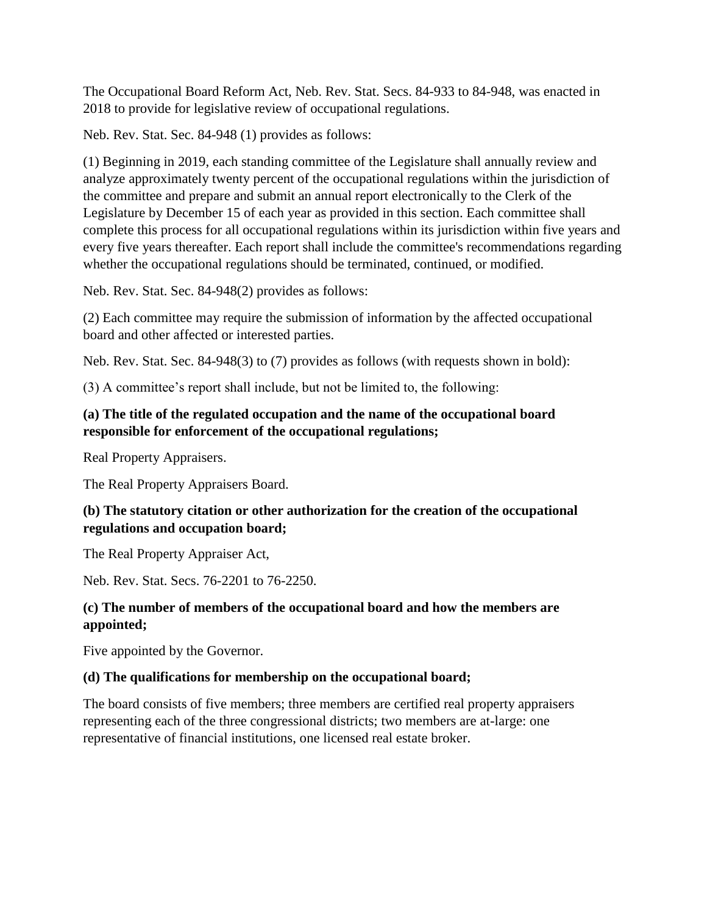The Occupational Board Reform Act, Neb. Rev. Stat. Secs. 84-933 to 84-948, was enacted in 2018 to provide for legislative review of occupational regulations.

Neb. Rev. Stat. Sec. 84-948 (1) provides as follows:

(1) Beginning in 2019, each standing committee of the Legislature shall annually review and analyze approximately twenty percent of the occupational regulations within the jurisdiction of the committee and prepare and submit an annual report electronically to the Clerk of the Legislature by December 15 of each year as provided in this section. Each committee shall complete this process for all occupational regulations within its jurisdiction within five years and every five years thereafter. Each report shall include the committee's recommendations regarding whether the occupational regulations should be terminated, continued, or modified.

Neb. Rev. Stat. Sec. 84-948(2) provides as follows:

(2) Each committee may require the submission of information by the affected occupational board and other affected or interested parties.

Neb. Rev. Stat. Sec. 84-948(3) to (7) provides as follows (with requests shown in bold):

(3) A committee's report shall include, but not be limited to, the following:

**(a) The title of the regulated occupation and the name of the occupational board responsible for enforcement of the occupational regulations;**

Real Property Appraisers.

The Real Property Appraisers Board.

**(b) The statutory citation or other authorization for the creation of the occupational regulations and occupation board;**

The Real Property Appraiser Act,

Neb. Rev. Stat. Secs. 76-2201 to 76-2250.

**(c) The number of members of the occupational board and how the members are appointed;**

Five appointed by the Governor.

**(d) The qualifications for membership on the occupational board;**

The board consists of five members; three members are certified real property appraisers representing each of the three congressional districts; two members are at-large: one representative of financial institutions, one licensed real estate broker.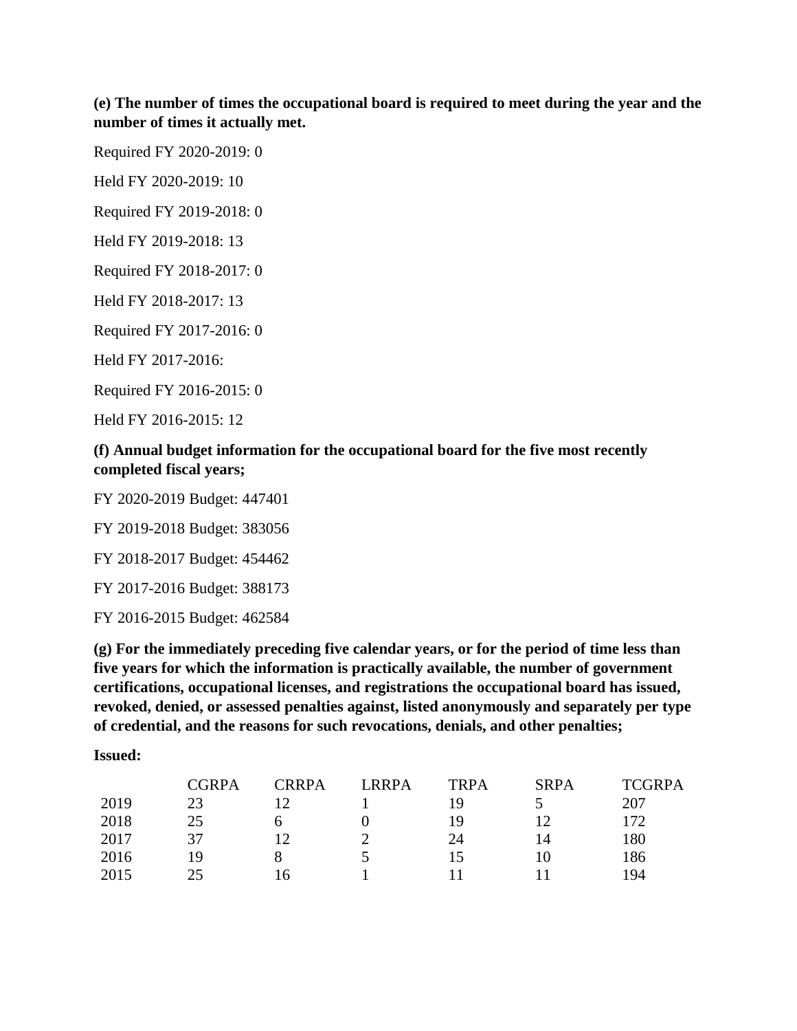**(e) The number of times the occupational board is required to meet during the year and the number of times it actually met.**

Required FY 2020-2019: 0

Held FY 2020-2019: 10

Required FY 2019-2018: 0

Held FY 2019-2018: 13

Required FY 2018-2017: 0

Held FY 2018-2017: 13

Required FY 2017-2016: 0

Held FY 2017-2016:

Required FY 2016-2015: 0

Held FY 2016-2015: 12

**(f) Annual budget information for the occupational board for the five most recently completed fiscal years;**

FY 2020-2019 Budget: 447401

FY 2019-2018 Budget: 383056

FY 2018-2017 Budget: 454462

FY 2017-2016 Budget: 388173

FY 2016-2015 Budget: 462584

**(g) For the immediately preceding five calendar years, or for the period of time less than five years for which the information is practically available, the number of government certifications, occupational licenses, and registrations the occupational board has issued, revoked, denied, or assessed penalties against, listed anonymously and separately per type of credential, and the reasons for such revocations, denials, and other penalties;**

**Issued:**

| | CGRPA | CRRPA | LRRPA | TRPA | SRPA | TCGRPA |
|---|---|---|---|---|---|---|
| 2019 | 23 | 12 | 1 | 19 | 5 | 207 |
| 2018 | 25 | 6 | 0 | 19 | 12 | 172 |
| 2017 | 37 | 12 | 2 | 24 | 14 | 180 |
| 2016 | 19 | 8 | 5 | 15 | 10 | 186 |
| 2015 | 25 | 16 | 1 | 11 | 11 | 194 |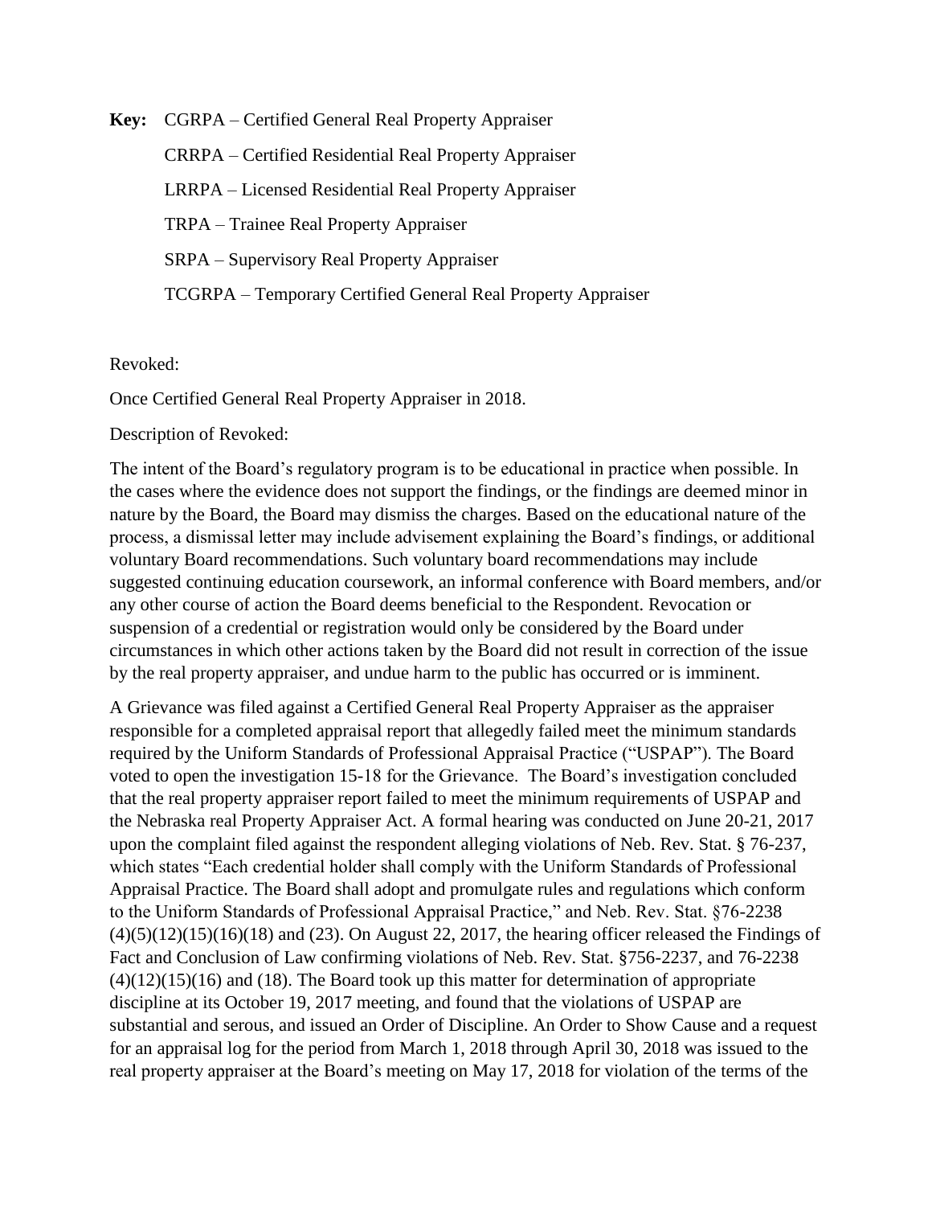**Key:** CGRPA – Certified General Real Property Appraiser

CRRPA – Certified Residential Real Property Appraiser

LRRPA – Licensed Residential Real Property Appraiser

TRPA – Trainee Real Property Appraiser

SRPA – Supervisory Real Property Appraiser

TCGRPA – Temporary Certified General Real Property Appraiser

Revoked:

Once Certified General Real Property Appraiser in 2018.

Description of Revoked:

The intent of the Board's regulatory program is to be educational in practice when possible. In the cases where the evidence does not support the findings, or the findings are deemed minor in nature by the Board, the Board may dismiss the charges. Based on the educational nature of the process, a dismissal letter may include advisement explaining the Board's findings, or additional voluntary Board recommendations. Such voluntary board recommendations may include suggested continuing education coursework, an informal conference with Board members, and/or any other course of action the Board deems beneficial to the Respondent. Revocation or suspension of a credential or registration would only be considered by the Board under circumstances in which other actions taken by the Board did not result in correction of the issue by the real property appraiser, and undue harm to the public has occurred or is imminent.

A Grievance was filed against a Certified General Real Property Appraiser as the appraiser responsible for a completed appraisal report that allegedly failed meet the minimum standards required by the Uniform Standards of Professional Appraisal Practice ("USPAP"). The Board voted to open the investigation 15-18 for the Grievance. The Board's investigation concluded that the real property appraiser report failed to meet the minimum requirements of USPAP and the Nebraska real Property Appraiser Act. A formal hearing was conducted on June 20-21, 2017 upon the complaint filed against the respondent alleging violations of Neb. Rev. Stat. § 76-237, which states "Each credential holder shall comply with the Uniform Standards of Professional Appraisal Practice. The Board shall adopt and promulgate rules and regulations which conform to the Uniform Standards of Professional Appraisal Practice," and Neb. Rev. Stat. §76-2238 (4)(5)(12)(15)(16)(18) and (23). On August 22, 2017, the hearing officer released the Findings of Fact and Conclusion of Law confirming violations of Neb. Rev. Stat. §756-2237, and 76-2238 (4)(12)(15)(16) and (18). The Board took up this matter for determination of appropriate discipline at its October 19, 2017 meeting, and found that the violations of USPAP are substantial and serous, and issued an Order of Discipline. An Order to Show Cause and a request for an appraisal log for the period from March 1, 2018 through April 30, 2018 was issued to the real property appraiser at the Board's meeting on May 17, 2018 for violation of the terms of the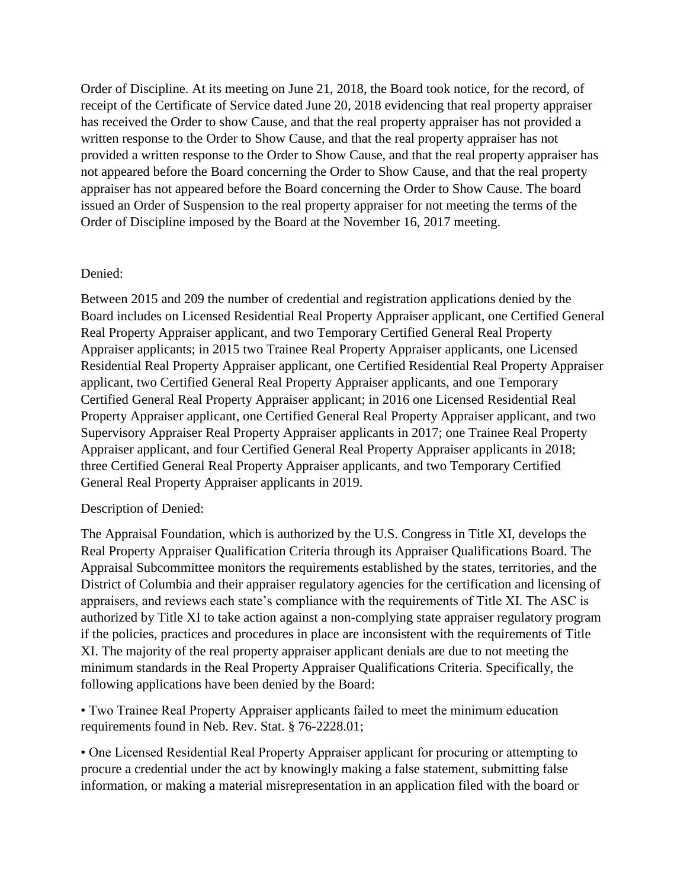Order of Discipline. At its meeting on June 21, 2018, the Board took notice, for the record, of receipt of the Certificate of Service dated June 20, 2018 evidencing that real property appraiser has received the Order to show Cause, and that the real property appraiser has not provided a written response to the Order to Show Cause, and that the real property appraiser has not provided a written response to the Order to Show Cause, and that the real property appraiser has not appeared before the Board concerning the Order to Show Cause, and that the real property appraiser has not appeared before the Board concerning the Order to Show Cause. The board issued an Order of Suspension to the real property appraiser for not meeting the terms of the Order of Discipline imposed by the Board at the November 16, 2017 meeting.

Denied:

Between 2015 and 209 the number of credential and registration applications denied by the Board includes on Licensed Residential Real Property Appraiser applicant, one Certified General Real Property Appraiser applicant, and two Temporary Certified General Real Property Appraiser applicants; in 2015 two Trainee Real Property Appraiser applicants, one Licensed Residential Real Property Appraiser applicant, one Certified Residential Real Property Appraiser applicant, two Certified General Real Property Appraiser applicants, and one Temporary Certified General Real Property Appraiser applicant; in 2016 one Licensed Residential Real Property Appraiser applicant, one Certified General Real Property Appraiser applicant, and two Supervisory Appraiser Real Property Appraiser applicants in 2017; one Trainee Real Property Appraiser applicant, and four Certified General Real Property Appraiser applicants in 2018; three Certified General Real Property Appraiser applicants, and two Temporary Certified General Real Property Appraiser applicants in 2019.

Description of Denied:

The Appraisal Foundation, which is authorized by the U.S. Congress in Title XI, develops the Real Property Appraiser Qualification Criteria through its Appraiser Qualifications Board. The Appraisal Subcommittee monitors the requirements established by the states, territories, and the District of Columbia and their appraiser regulatory agencies for the certification and licensing of appraisers, and reviews each state's compliance with the requirements of Title XI. The ASC is authorized by Title XI to take action against a non-complying state appraiser regulatory program if the policies, practices and procedures in place are inconsistent with the requirements of Title XI. The majority of the real property appraiser applicant denials are due to not meeting the minimum standards in the Real Property Appraiser Qualifications Criteria. Specifically, the following applications have been denied by the Board:

- Two Trainee Real Property Appraiser applicants failed to meet the minimum education requirements found in Neb. Rev. Stat. § 76-2228.01;
- One Licensed Residential Real Property Appraiser applicant for procuring or attempting to procure a credential under the act by knowingly making a false statement, submitting false information, or making a material misrepresentation in an application filed with the board or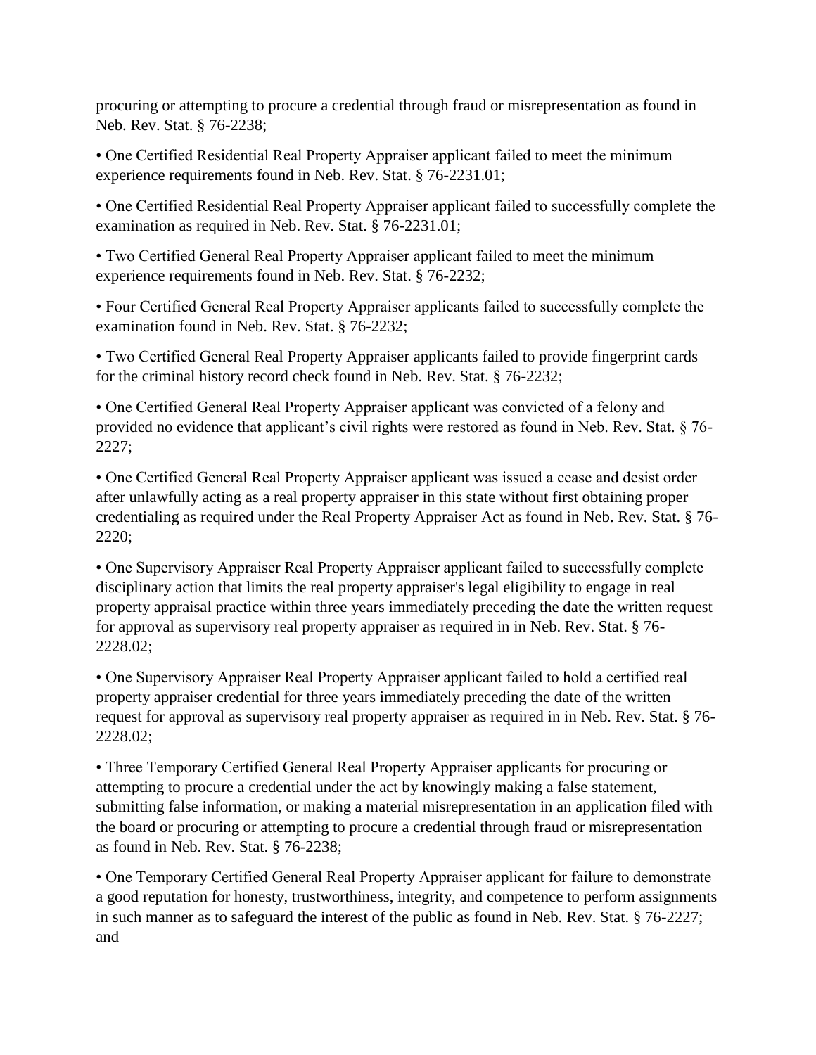procuring or attempting to procure a credential through fraud or misrepresentation as found in Neb. Rev. Stat. § 76-2238;

- One Certified Residential Real Property Appraiser applicant failed to meet the minimum experience requirements found in Neb. Rev. Stat. § 76-2231.01;
- One Certified Residential Real Property Appraiser applicant failed to successfully complete the examination as required in Neb. Rev. Stat. § 76-2231.01;
- Two Certified General Real Property Appraiser applicant failed to meet the minimum experience requirements found in Neb. Rev. Stat. § 76-2232;
- Four Certified General Real Property Appraiser applicants failed to successfully complete the examination found in Neb. Rev. Stat. § 76-2232;
- Two Certified General Real Property Appraiser applicants failed to provide fingerprint cards for the criminal history record check found in Neb. Rev. Stat. § 76-2232;
- One Certified General Real Property Appraiser applicant was convicted of a felony and provided no evidence that applicant's civil rights were restored as found in Neb. Rev. Stat. § 76-2227;
- One Certified General Real Property Appraiser applicant was issued a cease and desist order after unlawfully acting as a real property appraiser in this state without first obtaining proper credentialing as required under the Real Property Appraiser Act as found in Neb. Rev. Stat. § 76-2220;
- One Supervisory Appraiser Real Property Appraiser applicant failed to successfully complete disciplinary action that limits the real property appraiser's legal eligibility to engage in real property appraisal practice within three years immediately preceding the date the written request for approval as supervisory real property appraiser as required in in Neb. Rev. Stat. § 76-2228.02;
- One Supervisory Appraiser Real Property Appraiser applicant failed to hold a certified real property appraiser credential for three years immediately preceding the date of the written request for approval as supervisory real property appraiser as required in in Neb. Rev. Stat. § 76-2228.02;
- Three Temporary Certified General Real Property Appraiser applicants for procuring or attempting to procure a credential under the act by knowingly making a false statement, submitting false information, or making a material misrepresentation in an application filed with the board or procuring or attempting to procure a credential through fraud or misrepresentation as found in Neb. Rev. Stat. § 76-2238;
- One Temporary Certified General Real Property Appraiser applicant for failure to demonstrate a good reputation for honesty, trustworthiness, integrity, and competence to perform assignments in such manner as to safeguard the interest of the public as found in Neb. Rev. Stat. § 76-2227; and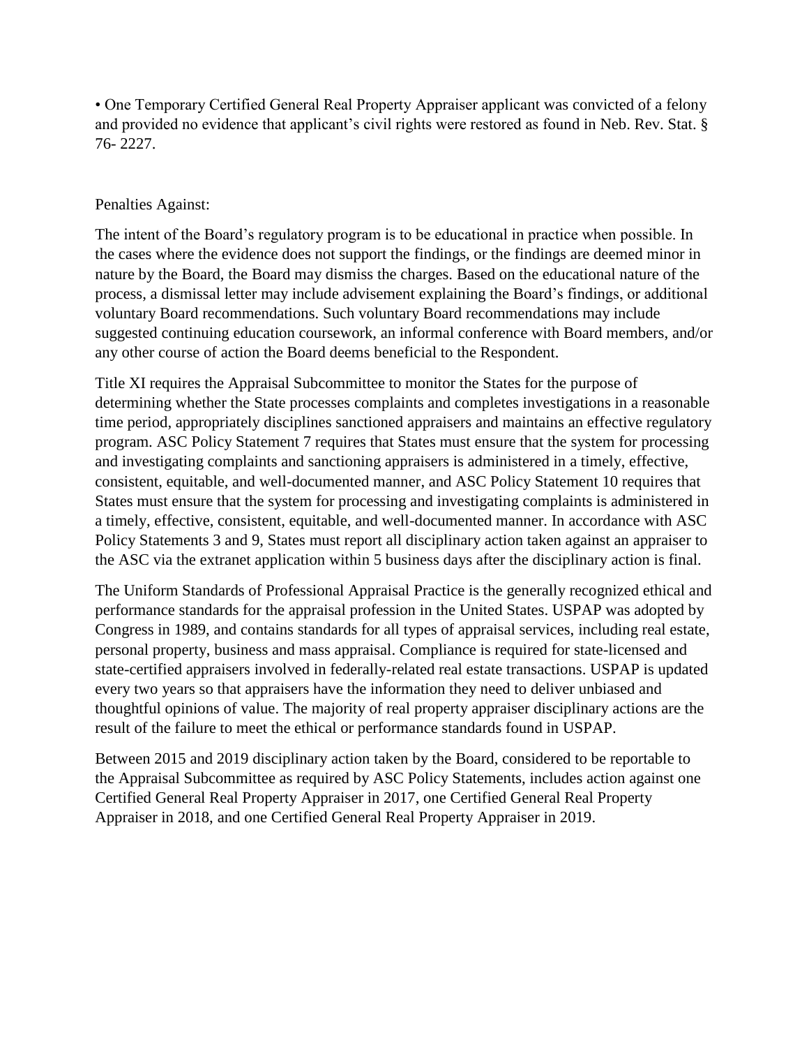- One Temporary Certified General Real Property Appraiser applicant was convicted of a felony and provided no evidence that applicant's civil rights were restored as found in Neb. Rev. Stat. § 76- 2227.

Penalties Against:

The intent of the Board's regulatory program is to be educational in practice when possible. In the cases where the evidence does not support the findings, or the findings are deemed minor in nature by the Board, the Board may dismiss the charges. Based on the educational nature of the process, a dismissal letter may include advisement explaining the Board's findings, or additional voluntary Board recommendations. Such voluntary Board recommendations may include suggested continuing education coursework, an informal conference with Board members, and/or any other course of action the Board deems beneficial to the Respondent.

Title XI requires the Appraisal Subcommittee to monitor the States for the purpose of determining whether the State processes complaints and completes investigations in a reasonable time period, appropriately disciplines sanctioned appraisers and maintains an effective regulatory program. ASC Policy Statement 7 requires that States must ensure that the system for processing and investigating complaints and sanctioning appraisers is administered in a timely, effective, consistent, equitable, and well-documented manner, and ASC Policy Statement 10 requires that States must ensure that the system for processing and investigating complaints is administered in a timely, effective, consistent, equitable, and well-documented manner. In accordance with ASC Policy Statements 3 and 9, States must report all disciplinary action taken against an appraiser to the ASC via the extranet application within 5 business days after the disciplinary action is final.

The Uniform Standards of Professional Appraisal Practice is the generally recognized ethical and performance standards for the appraisal profession in the United States. USPAP was adopted by Congress in 1989, and contains standards for all types of appraisal services, including real estate, personal property, business and mass appraisal. Compliance is required for state-licensed and state-certified appraisers involved in federally-related real estate transactions. USPAP is updated every two years so that appraisers have the information they need to deliver unbiased and thoughtful opinions of value. The majority of real property appraiser disciplinary actions are the result of the failure to meet the ethical or performance standards found in USPAP.

Between 2015 and 2019 disciplinary action taken by the Board, considered to be reportable to the Appraisal Subcommittee as required by ASC Policy Statements, includes action against one Certified General Real Property Appraiser in 2017, one Certified General Real Property Appraiser in 2018, and one Certified General Real Property Appraiser in 2019.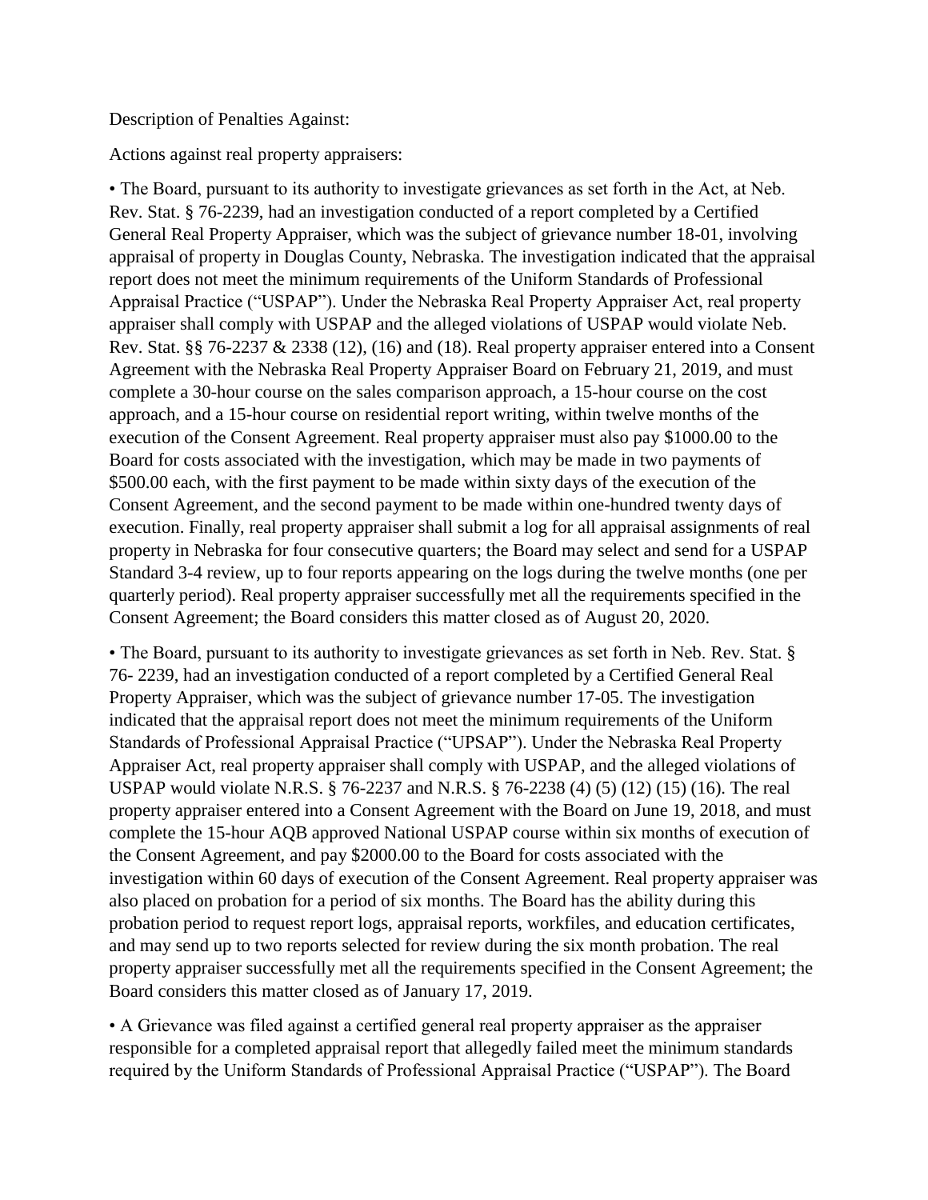Description of Penalties Against:

Actions against real property appraisers:

- The Board, pursuant to its authority to investigate grievances as set forth in the Act, at Neb. Rev. Stat. § 76-2239, had an investigation conducted of a report completed by a Certified General Real Property Appraiser, which was the subject of grievance number 18-01, involving appraisal of property in Douglas County, Nebraska. The investigation indicated that the appraisal report does not meet the minimum requirements of the Uniform Standards of Professional Appraisal Practice ("USPAP"). Under the Nebraska Real Property Appraiser Act, real property appraiser shall comply with USPAP and the alleged violations of USPAP would violate Neb. Rev. Stat. §§ 76-2237 & 2338 (12), (16) and (18). Real property appraiser entered into a Consent Agreement with the Nebraska Real Property Appraiser Board on February 21, 2019, and must complete a 30-hour course on the sales comparison approach, a 15-hour course on the cost approach, and a 15-hour course on residential report writing, within twelve months of the execution of the Consent Agreement. Real property appraiser must also pay $1000.00 to the Board for costs associated with the investigation, which may be made in two payments of $500.00 each, with the first payment to be made within sixty days of the execution of the Consent Agreement, and the second payment to be made within one-hundred twenty days of execution. Finally, real property appraiser shall submit a log for all appraisal assignments of real property in Nebraska for four consecutive quarters; the Board may select and send for a USPAP Standard 3-4 review, up to four reports appearing on the logs during the twelve months (one per quarterly period). Real property appraiser successfully met all the requirements specified in the Consent Agreement; the Board considers this matter closed as of August 20, 2020.

- The Board, pursuant to its authority to investigate grievances as set forth in Neb. Rev. Stat. § 76- 2239, had an investigation conducted of a report completed by a Certified General Real Property Appraiser, which was the subject of grievance number 17-05. The investigation indicated that the appraisal report does not meet the minimum requirements of the Uniform Standards of Professional Appraisal Practice ("UPSAP"). Under the Nebraska Real Property Appraiser Act, real property appraiser shall comply with USPAP, and the alleged violations of USPAP would violate N.R.S. § 76-2237 and N.R.S. § 76-2238 (4) (5) (12) (15) (16). The real property appraiser entered into a Consent Agreement with the Board on June 19, 2018, and must complete the 15-hour AQB approved National USPAP course within six months of execution of the Consent Agreement, and pay $2000.00 to the Board for costs associated with the investigation within 60 days of execution of the Consent Agreement. Real property appraiser was also placed on probation for a period of six months. The Board has the ability during this probation period to request report logs, appraisal reports, workfiles, and education certificates, and may send up to two reports selected for review during the six month probation. The real property appraiser successfully met all the requirements specified in the Consent Agreement; the Board considers this matter closed as of January 17, 2019.

- A Grievance was filed against a certified general real property appraiser as the appraiser responsible for a completed appraisal report that allegedly failed meet the minimum standards required by the Uniform Standards of Professional Appraisal Practice ("USPAP"). The Board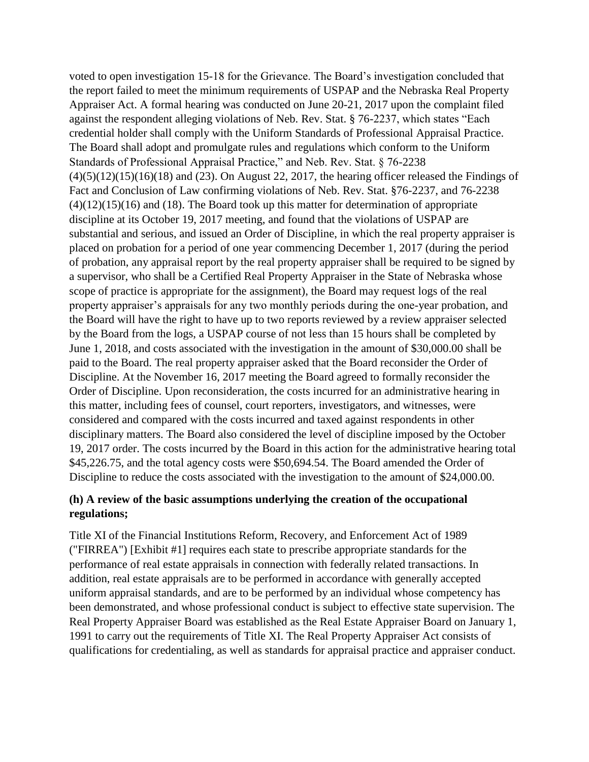voted to open investigation 15-18 for the Grievance. The Board's investigation concluded that the report failed to meet the minimum requirements of USPAP and the Nebraska Real Property Appraiser Act. A formal hearing was conducted on June 20-21, 2017 upon the complaint filed against the respondent alleging violations of Neb. Rev. Stat. § 76-2237, which states "Each credential holder shall comply with the Uniform Standards of Professional Appraisal Practice. The Board shall adopt and promulgate rules and regulations which conform to the Uniform Standards of Professional Appraisal Practice," and Neb. Rev. Stat. § 76-2238 (4)(5)(12)(15)(16)(18) and (23). On August 22, 2017, the hearing officer released the Findings of Fact and Conclusion of Law confirming violations of Neb. Rev. Stat. §76-2237, and 76-2238 (4)(12)(15)(16) and (18). The Board took up this matter for determination of appropriate discipline at its October 19, 2017 meeting, and found that the violations of USPAP are substantial and serious, and issued an Order of Discipline, in which the real property appraiser is placed on probation for a period of one year commencing December 1, 2017 (during the period of probation, any appraisal report by the real property appraiser shall be required to be signed by a supervisor, who shall be a Certified Real Property Appraiser in the State of Nebraska whose scope of practice is appropriate for the assignment), the Board may request logs of the real property appraiser's appraisals for any two monthly periods during the one-year probation, and the Board will have the right to have up to two reports reviewed by a review appraiser selected by the Board from the logs, a USPAP course of not less than 15 hours shall be completed by June 1, 2018, and costs associated with the investigation in the amount of $30,000.00 shall be paid to the Board. The real property appraiser asked that the Board reconsider the Order of Discipline. At the November 16, 2017 meeting the Board agreed to formally reconsider the Order of Discipline. Upon reconsideration, the costs incurred for an administrative hearing in this matter, including fees of counsel, court reporters, investigators, and witnesses, were considered and compared with the costs incurred and taxed against respondents in other disciplinary matters. The Board also considered the level of discipline imposed by the October 19, 2017 order. The costs incurred by the Board in this action for the administrative hearing total $45,226.75, and the total agency costs were $50,694.54. The Board amended the Order of Discipline to reduce the costs associated with the investigation to the amount of $24,000.00.

**(h) A review of the basic assumptions underlying the creation of the occupational regulations;**

Title XI of the Financial Institutions Reform, Recovery, and Enforcement Act of 1989 ("FIRREA") [Exhibit #1] requires each state to prescribe appropriate standards for the performance of real estate appraisals in connection with federally related transactions. In addition, real estate appraisals are to be performed in accordance with generally accepted uniform appraisal standards, and are to be performed by an individual whose competency has been demonstrated, and whose professional conduct is subject to effective state supervision. The Real Property Appraiser Board was established as the Real Estate Appraiser Board on January 1, 1991 to carry out the requirements of Title XI. The Real Property Appraiser Act consists of qualifications for credentialing, as well as standards for appraisal practice and appraiser conduct.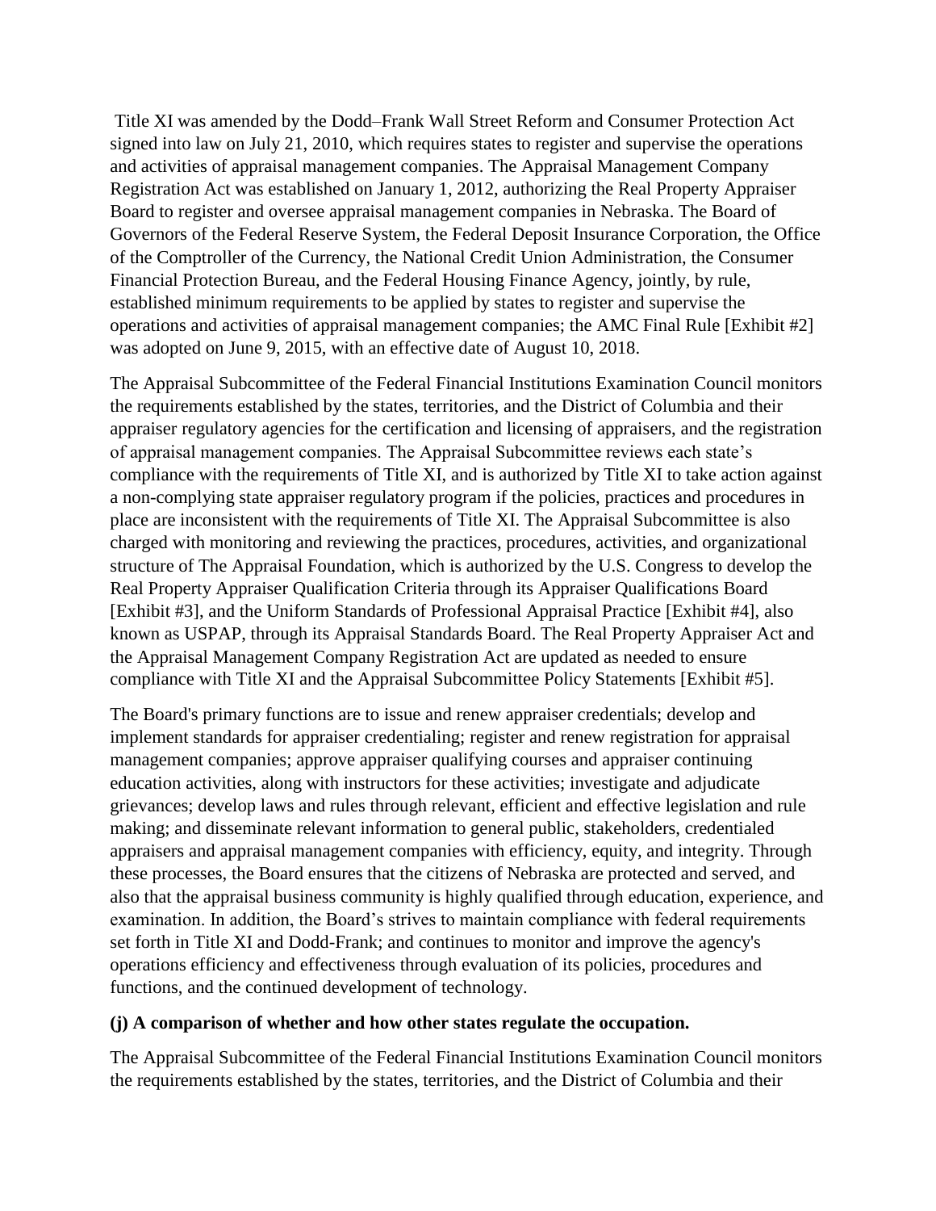Title XI was amended by the Dodd–Frank Wall Street Reform and Consumer Protection Act signed into law on July 21, 2010, which requires states to register and supervise the operations and activities of appraisal management companies. The Appraisal Management Company Registration Act was established on January 1, 2012, authorizing the Real Property Appraiser Board to register and oversee appraisal management companies in Nebraska. The Board of Governors of the Federal Reserve System, the Federal Deposit Insurance Corporation, the Office of the Comptroller of the Currency, the National Credit Union Administration, the Consumer Financial Protection Bureau, and the Federal Housing Finance Agency, jointly, by rule, established minimum requirements to be applied by states to register and supervise the operations and activities of appraisal management companies; the AMC Final Rule [Exhibit #2] was adopted on June 9, 2015, with an effective date of August 10, 2018.

The Appraisal Subcommittee of the Federal Financial Institutions Examination Council monitors the requirements established by the states, territories, and the District of Columbia and their appraiser regulatory agencies for the certification and licensing of appraisers, and the registration of appraisal management companies. The Appraisal Subcommittee reviews each state's compliance with the requirements of Title XI, and is authorized by Title XI to take action against a non-complying state appraiser regulatory program if the policies, practices and procedures in place are inconsistent with the requirements of Title XI. The Appraisal Subcommittee is also charged with monitoring and reviewing the practices, procedures, activities, and organizational structure of The Appraisal Foundation, which is authorized by the U.S. Congress to develop the Real Property Appraiser Qualification Criteria through its Appraiser Qualifications Board [Exhibit #3], and the Uniform Standards of Professional Appraisal Practice [Exhibit #4], also known as USPAP, through its Appraisal Standards Board. The Real Property Appraiser Act and the Appraisal Management Company Registration Act are updated as needed to ensure compliance with Title XI and the Appraisal Subcommittee Policy Statements [Exhibit #5].

The Board's primary functions are to issue and renew appraiser credentials; develop and implement standards for appraiser credentialing; register and renew registration for appraisal management companies; approve appraiser qualifying courses and appraiser continuing education activities, along with instructors for these activities; investigate and adjudicate grievances; develop laws and rules through relevant, efficient and effective legislation and rule making; and disseminate relevant information to general public, stakeholders, credentialed appraisers and appraisal management companies with efficiency, equity, and integrity. Through these processes, the Board ensures that the citizens of Nebraska are protected and served, and also that the appraisal business community is highly qualified through education, experience, and examination. In addition, the Board's strives to maintain compliance with federal requirements set forth in Title XI and Dodd-Frank; and continues to monitor and improve the agency's operations efficiency and effectiveness through evaluation of its policies, procedures and functions, and the continued development of technology.

**(j) A comparison of whether and how other states regulate the occupation.**

The Appraisal Subcommittee of the Federal Financial Institutions Examination Council monitors the requirements established by the states, territories, and the District of Columbia and their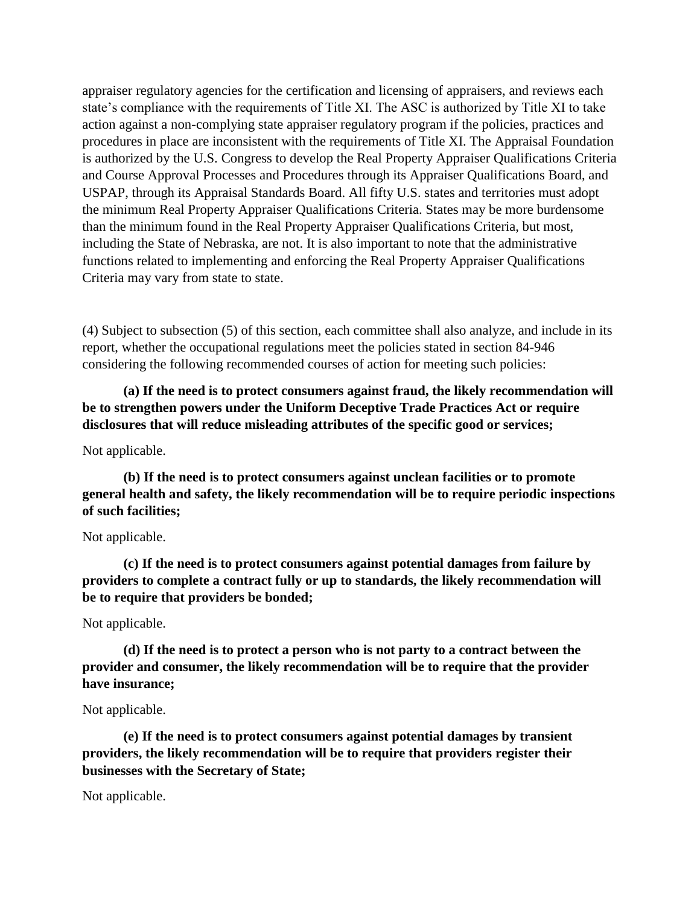appraiser regulatory agencies for the certification and licensing of appraisers, and reviews each state's compliance with the requirements of Title XI. The ASC is authorized by Title XI to take action against a non-complying state appraiser regulatory program if the policies, practices and procedures in place are inconsistent with the requirements of Title XI. The Appraisal Foundation is authorized by the U.S. Congress to develop the Real Property Appraiser Qualifications Criteria and Course Approval Processes and Procedures through its Appraiser Qualifications Board, and USPAP, through its Appraisal Standards Board. All fifty U.S. states and territories must adopt the minimum Real Property Appraiser Qualifications Criteria. States may be more burdensome than the minimum found in the Real Property Appraiser Qualifications Criteria, but most, including the State of Nebraska, are not. It is also important to note that the administrative functions related to implementing and enforcing the Real Property Appraiser Qualifications Criteria may vary from state to state.

(4) Subject to subsection (5) of this section, each committee shall also analyze, and include in its report, whether the occupational regulations meet the policies stated in section 84-946 considering the following recommended courses of action for meeting such policies:

**(a) If the need is to protect consumers against fraud, the likely recommendation will be to strengthen powers under the Uniform Deceptive Trade Practices Act or require disclosures that will reduce misleading attributes of the specific good or services;**

Not applicable.

**(b) If the need is to protect consumers against unclean facilities or to promote general health and safety, the likely recommendation will be to require periodic inspections of such facilities;**

Not applicable.

**(c) If the need is to protect consumers against potential damages from failure by providers to complete a contract fully or up to standards, the likely recommendation will be to require that providers be bonded;**

Not applicable.

**(d) If the need is to protect a person who is not party to a contract between the provider and consumer, the likely recommendation will be to require that the provider have insurance;**

Not applicable.

**(e) If the need is to protect consumers against potential damages by transient providers, the likely recommendation will be to require that providers register their businesses with the Secretary of State;**

Not applicable.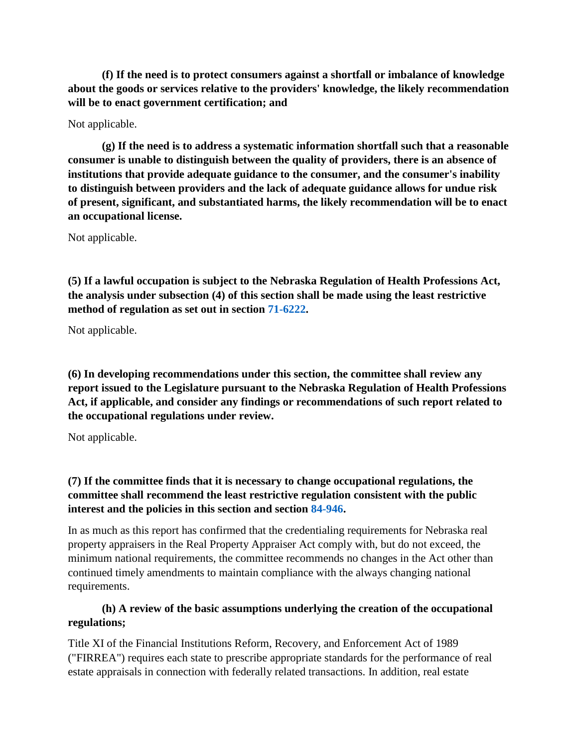**(f) If the need is to protect consumers against a shortfall or imbalance of knowledge about the goods or services relative to the providers' knowledge, the likely recommendation will be to enact government certification; and**

Not applicable.

**(g) If the need is to address a systematic information shortfall such that a reasonable consumer is unable to distinguish between the quality of providers, there is an absence of institutions that provide adequate guidance to the consumer, and the consumer's inability to distinguish between providers and the lack of adequate guidance allows for undue risk of present, significant, and substantiated harms, the likely recommendation will be to enact an occupational license.**

Not applicable.

**(5) If a lawful occupation is subject to the Nebraska Regulation of Health Professions Act, the analysis under subsection (4) of this section shall be made using the least restrictive method of regulation as set out in section 71-6222.**

Not applicable.

**(6) In developing recommendations under this section, the committee shall review any report issued to the Legislature pursuant to the Nebraska Regulation of Health Professions Act, if applicable, and consider any findings or recommendations of such report related to the occupational regulations under review.**

Not applicable.

**(7) If the committee finds that it is necessary to change occupational regulations, the committee shall recommend the least restrictive regulation consistent with the public interest and the policies in this section and section 84-946.**

In as much as this report has confirmed that the credentialing requirements for Nebraska real property appraisers in the Real Property Appraiser Act comply with, but do not exceed, the minimum national requirements, the committee recommends no changes in the Act other than continued timely amendments to maintain compliance with the always changing national requirements.

**(h) A review of the basic assumptions underlying the creation of the occupational regulations;**

Title XI of the Financial Institutions Reform, Recovery, and Enforcement Act of 1989 ("FIRREA") requires each state to prescribe appropriate standards for the performance of real estate appraisals in connection with federally related transactions. In addition, real estate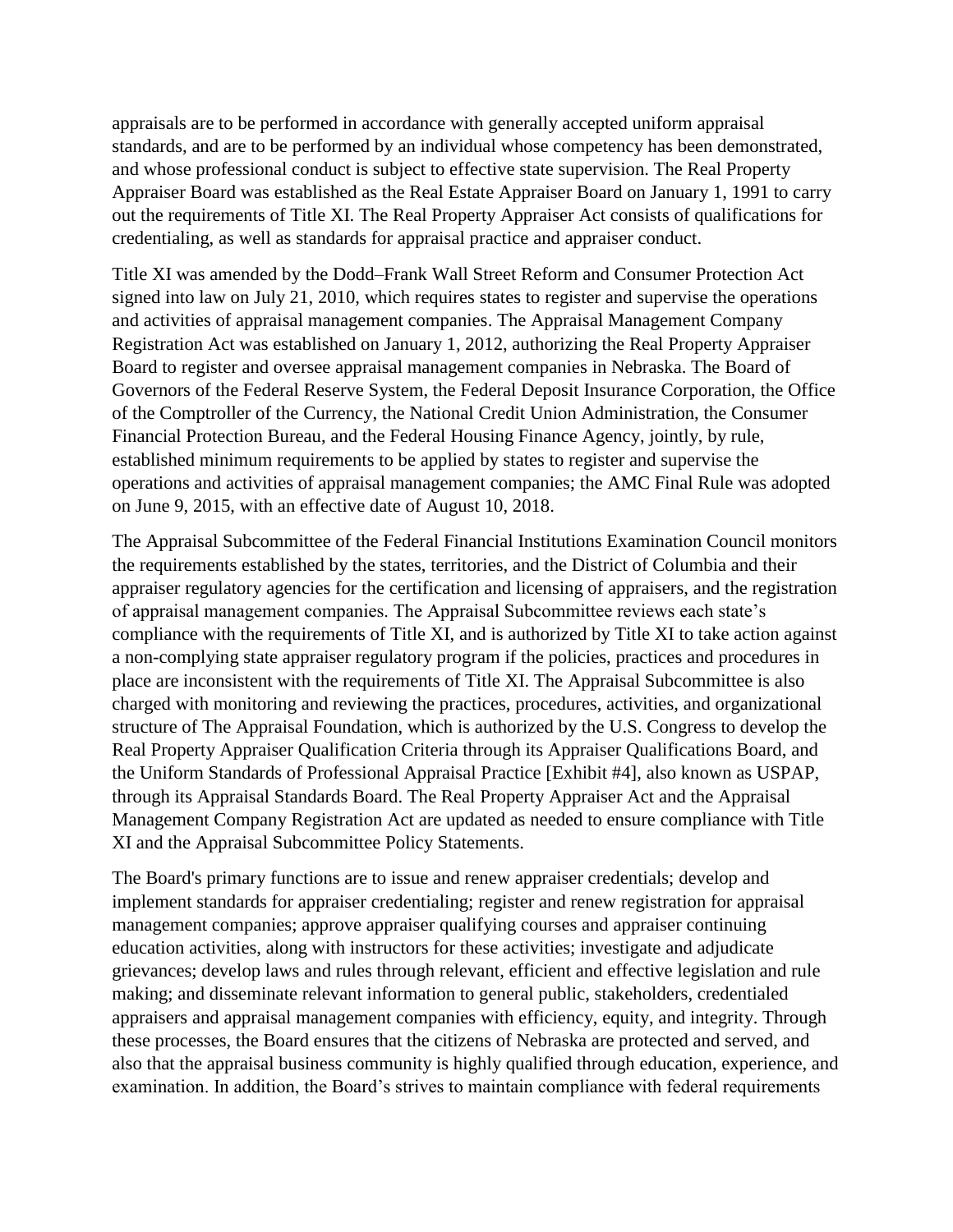appraisals are to be performed in accordance with generally accepted uniform appraisal standards, and are to be performed by an individual whose competency has been demonstrated, and whose professional conduct is subject to effective state supervision. The Real Property Appraiser Board was established as the Real Estate Appraiser Board on January 1, 1991 to carry out the requirements of Title XI. The Real Property Appraiser Act consists of qualifications for credentialing, as well as standards for appraisal practice and appraiser conduct.

Title XI was amended by the Dodd–Frank Wall Street Reform and Consumer Protection Act signed into law on July 21, 2010, which requires states to register and supervise the operations and activities of appraisal management companies. The Appraisal Management Company Registration Act was established on January 1, 2012, authorizing the Real Property Appraiser Board to register and oversee appraisal management companies in Nebraska. The Board of Governors of the Federal Reserve System, the Federal Deposit Insurance Corporation, the Office of the Comptroller of the Currency, the National Credit Union Administration, the Consumer Financial Protection Bureau, and the Federal Housing Finance Agency, jointly, by rule, established minimum requirements to be applied by states to register and supervise the operations and activities of appraisal management companies; the AMC Final Rule was adopted on June 9, 2015, with an effective date of August 10, 2018.

The Appraisal Subcommittee of the Federal Financial Institutions Examination Council monitors the requirements established by the states, territories, and the District of Columbia and their appraiser regulatory agencies for the certification and licensing of appraisers, and the registration of appraisal management companies. The Appraisal Subcommittee reviews each state's compliance with the requirements of Title XI, and is authorized by Title XI to take action against a non-complying state appraiser regulatory program if the policies, practices and procedures in place are inconsistent with the requirements of Title XI. The Appraisal Subcommittee is also charged with monitoring and reviewing the practices, procedures, activities, and organizational structure of The Appraisal Foundation, which is authorized by the U.S. Congress to develop the Real Property Appraiser Qualification Criteria through its Appraiser Qualifications Board, and the Uniform Standards of Professional Appraisal Practice [Exhibit #4], also known as USPAP, through its Appraisal Standards Board. The Real Property Appraiser Act and the Appraisal Management Company Registration Act are updated as needed to ensure compliance with Title XI and the Appraisal Subcommittee Policy Statements.

The Board's primary functions are to issue and renew appraiser credentials; develop and implement standards for appraiser credentialing; register and renew registration for appraisal management companies; approve appraiser qualifying courses and appraiser continuing education activities, along with instructors for these activities; investigate and adjudicate grievances; develop laws and rules through relevant, efficient and effective legislation and rule making; and disseminate relevant information to general public, stakeholders, credentialed appraisers and appraisal management companies with efficiency, equity, and integrity. Through these processes, the Board ensures that the citizens of Nebraska are protected and served, and also that the appraisal business community is highly qualified through education, experience, and examination. In addition, the Board's strives to maintain compliance with federal requirements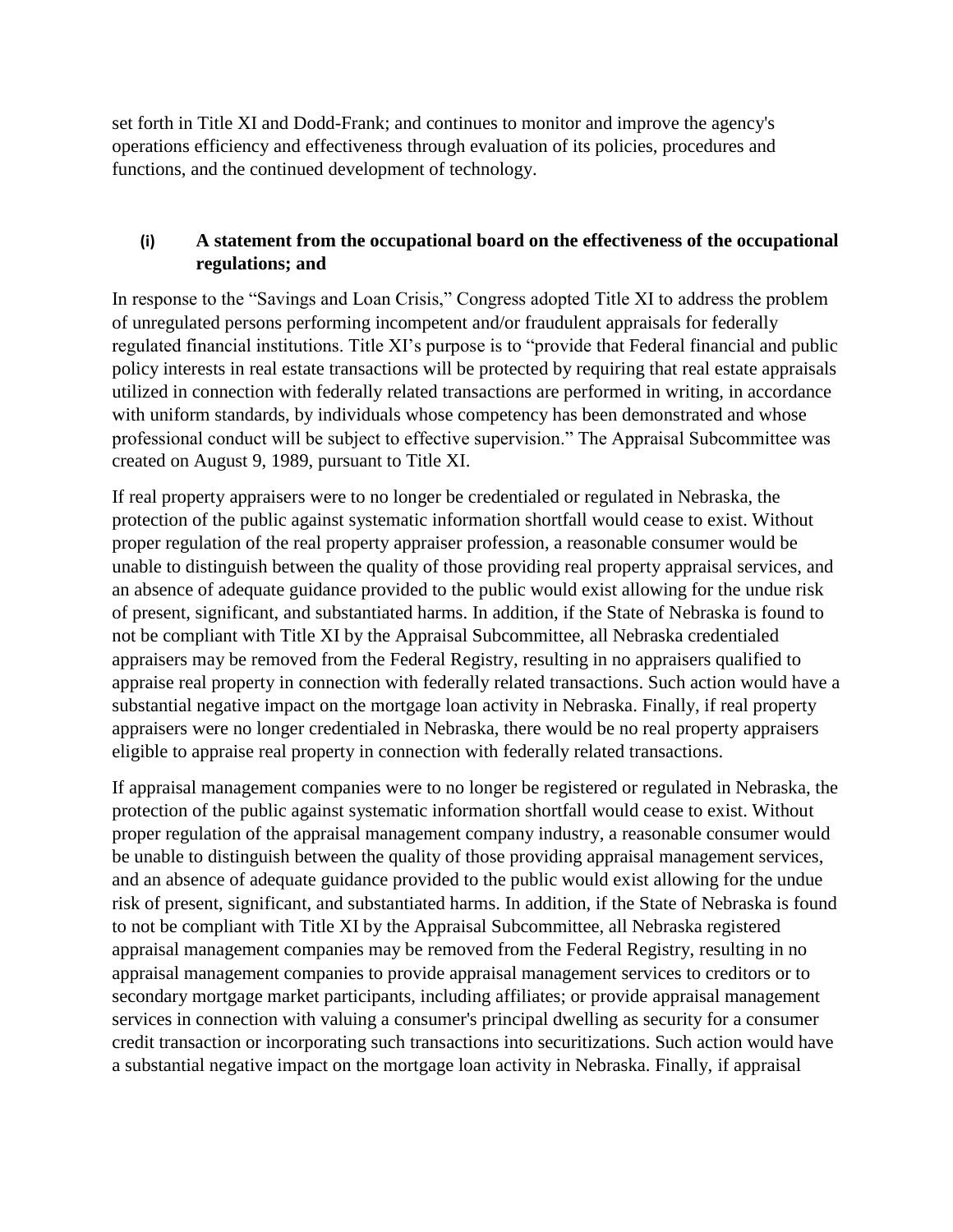set forth in Title XI and Dodd-Frank; and continues to monitor and improve the agency's operations efficiency and effectiveness through evaluation of its policies, procedures and functions, and the continued development of technology.

### (i) A statement from the occupational board on the effectiveness of the occupational regulations; and

In response to the "Savings and Loan Crisis," Congress adopted Title XI to address the problem of unregulated persons performing incompetent and/or fraudulent appraisals for federally regulated financial institutions. Title XI's purpose is to "provide that Federal financial and public policy interests in real estate transactions will be protected by requiring that real estate appraisals utilized in connection with federally related transactions are performed in writing, in accordance with uniform standards, by individuals whose competency has been demonstrated and whose professional conduct will be subject to effective supervision." The Appraisal Subcommittee was created on August 9, 1989, pursuant to Title XI.

If real property appraisers were to no longer be credentialed or regulated in Nebraska, the protection of the public against systematic information shortfall would cease to exist. Without proper regulation of the real property appraiser profession, a reasonable consumer would be unable to distinguish between the quality of those providing real property appraisal services, and an absence of adequate guidance provided to the public would exist allowing for the undue risk of present, significant, and substantiated harms. In addition, if the State of Nebraska is found to not be compliant with Title XI by the Appraisal Subcommittee, all Nebraska credentialed appraisers may be removed from the Federal Registry, resulting in no appraisers qualified to appraise real property in connection with federally related transactions. Such action would have a substantial negative impact on the mortgage loan activity in Nebraska. Finally, if real property appraisers were no longer credentialed in Nebraska, there would be no real property appraisers eligible to appraise real property in connection with federally related transactions.

If appraisal management companies were to no longer be registered or regulated in Nebraska, the protection of the public against systematic information shortfall would cease to exist. Without proper regulation of the appraisal management company industry, a reasonable consumer would be unable to distinguish between the quality of those providing appraisal management services, and an absence of adequate guidance provided to the public would exist allowing for the undue risk of present, significant, and substantiated harms. In addition, if the State of Nebraska is found to not be compliant with Title XI by the Appraisal Subcommittee, all Nebraska registered appraisal management companies may be removed from the Federal Registry, resulting in no appraisal management companies to provide appraisal management services to creditors or to secondary mortgage market participants, including affiliates; or provide appraisal management services in connection with valuing a consumer's principal dwelling as security for a consumer credit transaction or incorporating such transactions into securitizations. Such action would have a substantial negative impact on the mortgage loan activity in Nebraska. Finally, if appraisal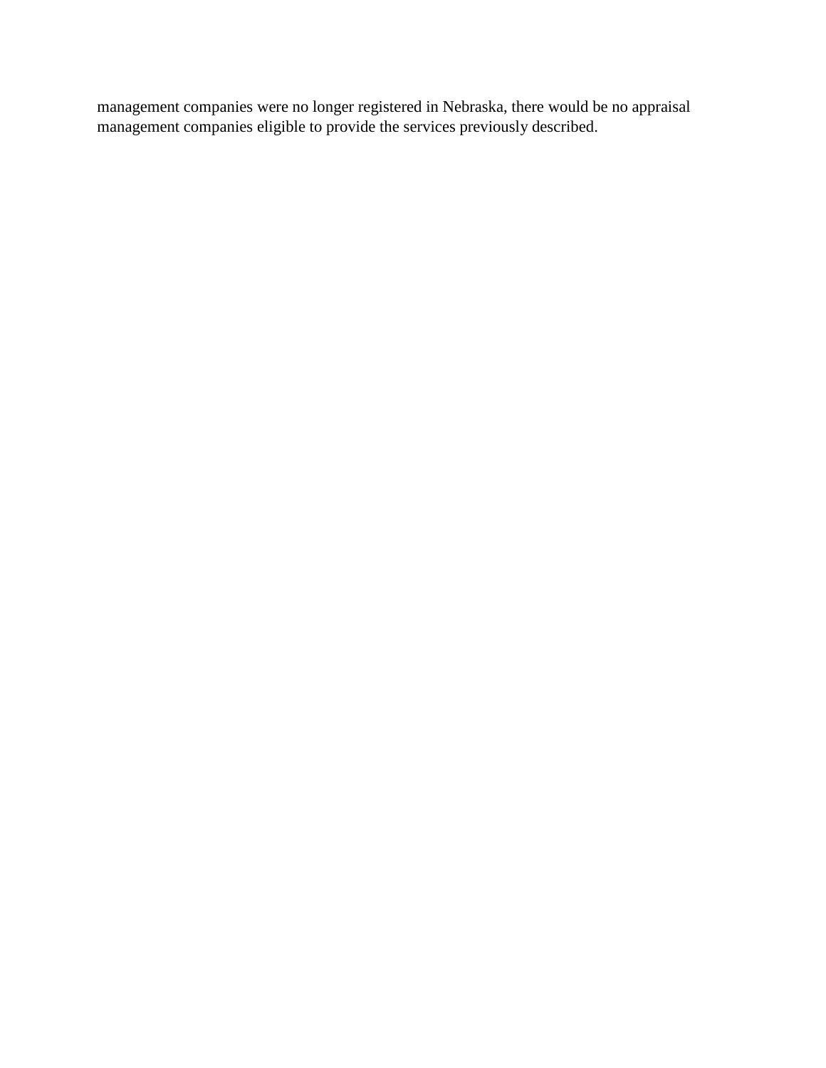management companies were no longer registered in Nebraska, there would be no appraisal management companies eligible to provide the services previously described.